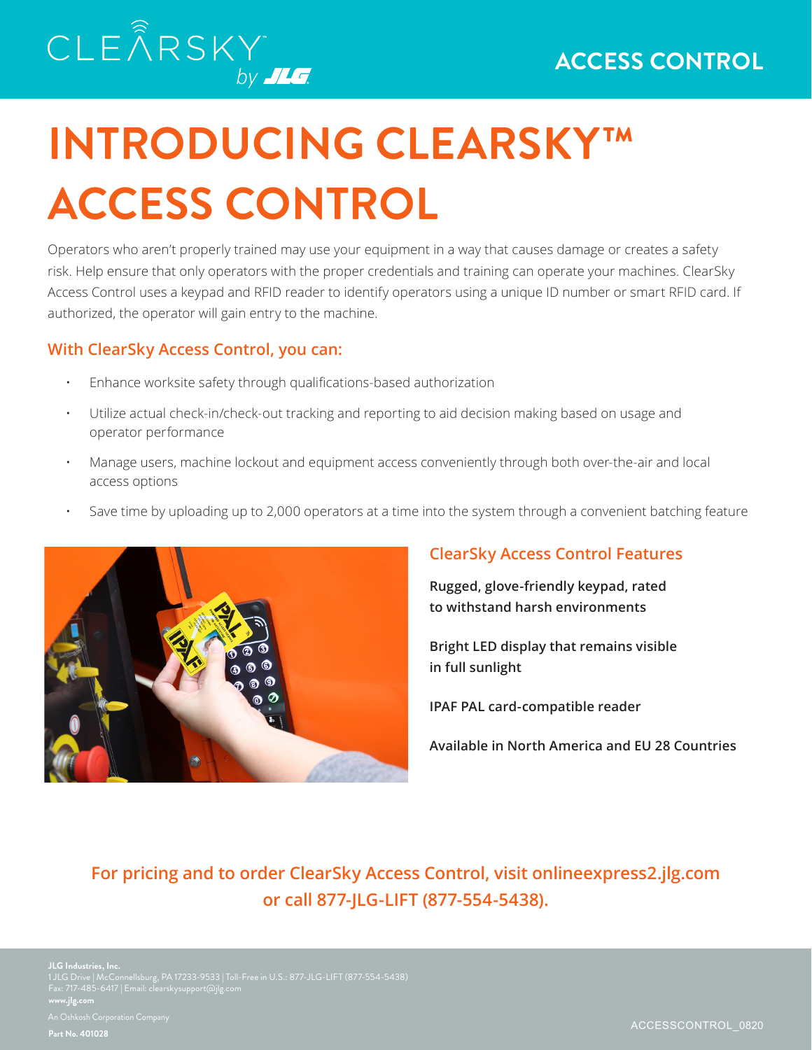CLEARSKY™ by JLG

ACCESS CONTROL

# INTRODUCING CLEARSKY™ ACCESS CONTROL

Operators who aren't properly trained may use your equipment in a way that causes damage or creates a safety risk. Help ensure that only operators with the proper credentials and training can operate your machines. ClearSky Access Control uses a keypad and RFID reader to identify operators using a unique ID number or smart RFID card. If authorized, the operator will gain entry to the machine.

## With ClearSky Access Control, you can:

- Enhance worksite safety through qualifications-based authorization
- Utilize actual check-in/check-out tracking and reporting to aid decision making based on usage and operator performance
- Manage users, machine lockout and equipment access conveniently through both over-the-air and local access options
- Save time by uploading up to 2,000 operators at a time into the system through a convenient batching feature

## ClearSky Access Control Features

**Rugged, glove-friendly keypad, rated to withstand harsh environments**

**Bright LED display that remains visible in full sunlight**

**IPAF PAL card-compatible reader**

**Available in North America and EU 28 Countries**

**For pricing and to order ClearSky Access Control, visit onlineexpress2.jlg.com or call 877-JLG-LIFT (877-554-5438).**

**JLG Industries, Inc.**
1 JLG Drive | McConnellsburg, PA 17233-9533 | Toll-Free in U.S.: 877-JLG-LIFT (877-554-5438)
Fax: 717-485-6417 | Email: clearskysupport@jlg.com
**www.jlg.com**

An Oshkosh Corporation Company

**Part No. 401028**

ACCESSCONTROL_0820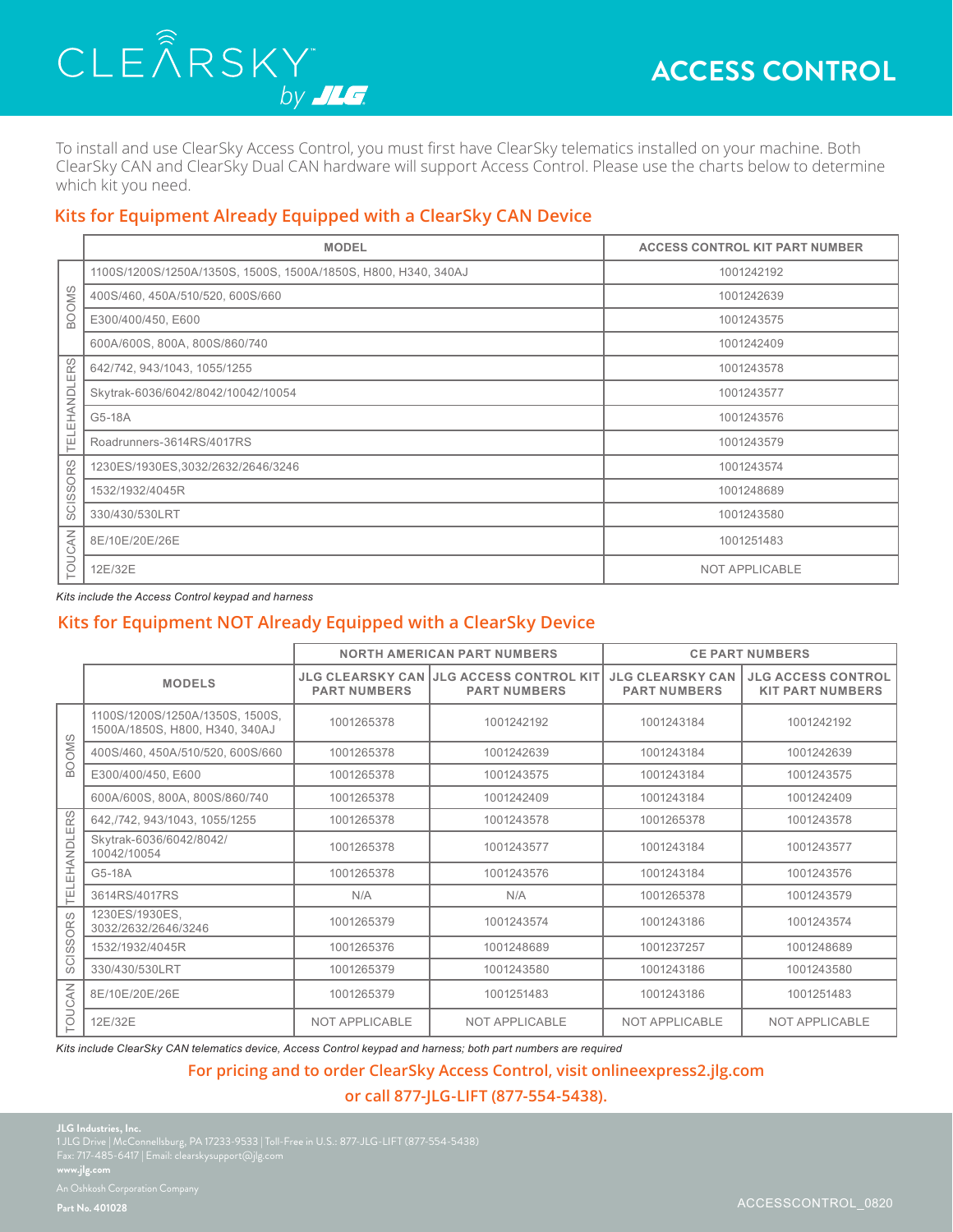# CLEARSKY by JLG

# ACCESS CONTROL

To install and use ClearSky Access Control, you must first have ClearSky telematics installed on your machine. Both ClearSky CAN and ClearSky Dual CAN hardware will support Access Control. Please use the charts below to determine which kit you need.

## Kits for Equipment Already Equipped with a ClearSky CAN Device

| | MODEL | ACCESS CONTROL KIT PART NUMBER |
|---|---|---|
| BOOMS | 1100S/1200S/1250A/1350S, 1500S, 1500A/1850S, H800, H340, 340AJ | 1001242192 |
| | 400S/460, 450A/510/520, 600S/660 | 1001242639 |
| | E300/400/450, E600 | 1001243575 |
| | 600A/600S, 800A, 800S/860/740 | 1001242409 |
| TELEHANDLERS | 642/742, 943/1043, 1055/1255 | 1001243578 |
| | Skytrak-6036/6042/8042/10042/10054 | 1001243577 |
| | G5-18A | 1001243576 |
| | Roadrunners-3614RS/4017RS | 1001243579 |
| SCISSORS | 1230ES/1930ES,3032/2632/2646/3246 | 1001243574 |
| | 1532/1932/4045R | 1001248689 |
| | 330/430/530LRT | 1001243580 |
| TOUCAN | 8E/10E/20E/26E | 1001251483 |
| | 12E/32E | NOT APPLICABLE |

*Kits include the Access Control keypad and harness*

## Kits for Equipment NOT Already Equipped with a ClearSky Device

| | | NORTH AMERICAN PART NUMBERS | | CE PART NUMBERS | |
|---|---|---|---|---|---|
| | MODELS | JLG CLEARSKY CAN PART NUMBERS | JLG ACCESS CONTROL KIT PART NUMBERS | JLG CLEARSKY CAN PART NUMBERS | JLG ACCESS CONTROL KIT PART NUMBERS |
| BOOMS | 1100S/1200S/1250A/1350S, 1500S, 1500A/1850S, H800, H340, 340AJ | 1001265378 | 1001242192 | 1001243184 | 1001242192 |
| | 400S/460, 450A/510/520, 600S/660 | 1001265378 | 1001242639 | 1001243184 | 1001242639 |
| | E300/400/450, E600 | 1001265378 | 1001243575 | 1001243184 | 1001243575 |
| | 600A/600S, 800A, 800S/860/740 | 1001265378 | 1001242409 | 1001243184 | 1001242409 |
| TELEHANDLERS | 642,/742, 943/1043, 1055/1255 | 1001265378 | 1001243578 | 1001265378 | 1001243578 |
| | Skytrak-6036/6042/8042/10042/10054 | 1001265378 | 1001243577 | 1001243184 | 1001243577 |
| | G5-18A | 1001265378 | 1001243576 | 1001243184 | 1001243576 |
| | 3614RS/4017RS | N/A | N/A | 1001265378 | 1001243579 |
| SCISSORS | 1230ES/1930ES, 3032/2632/2646/3246 | 1001265379 | 1001243574 | 1001243186 | 1001243574 |
| | 1532/1932/4045R | 1001265376 | 1001248689 | 1001237257 | 1001248689 |
| | 330/430/530LRT | 1001265379 | 1001243580 | 1001243186 | 1001243580 |
| TOUCAN | 8E/10E/20E/26E | 1001265379 | 1001251483 | 1001243186 | 1001251483 |
| | 12E/32E | NOT APPLICABLE | NOT APPLICABLE | NOT APPLICABLE | NOT APPLICABLE |

*Kits include ClearSky CAN telematics device, Access Control keypad and harness; both part numbers are required*

**For pricing and to order ClearSky Access Control, visit onlineexpress2.jlg.com or call 877-JLG-LIFT (877-554-5438).**

**JLG Industries, Inc.**
1 JLG Drive | McConnellsburg, PA 17233-9533 | Toll-Free in U.S.: 877-JLG-LIFT (877-554-5438)
Fax: 717-485-6417 | Email: clearskysupport@jlg.com
**www.jlg.com**

An Oshkosh Corporation Company

**Part No. 401028**

ACCESSCONTROL_0820